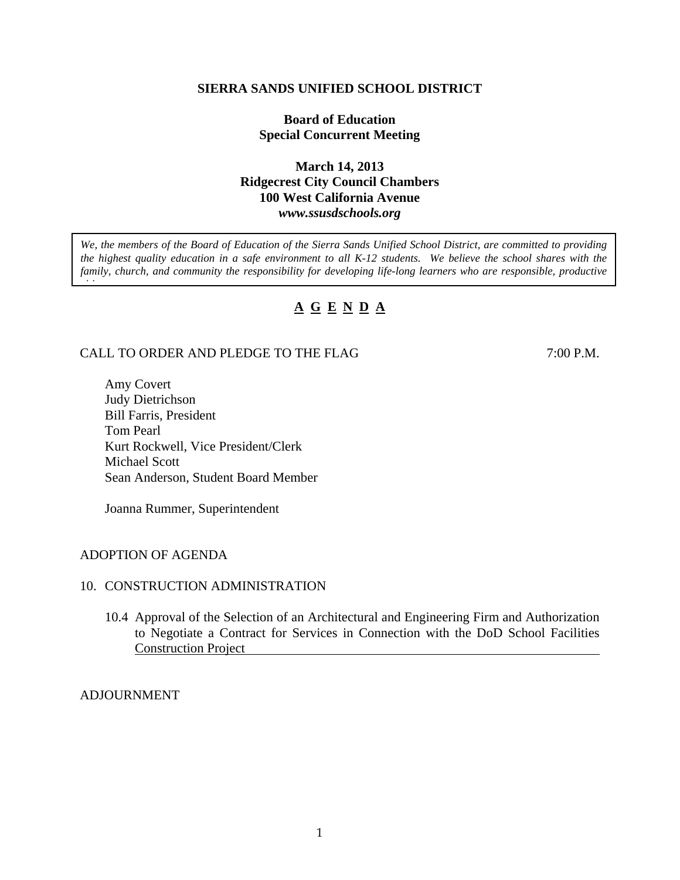**SIERRA SANDS UNIFIED SCHOOL DISTRICT**

**Board of Education**
**Special Concurrent Meeting**

**March 14, 2013**
**Ridgecrest City Council Chambers**
**100 West California Avenue**
***www.ssusdschools.org***

*We, the members of the Board of Education of the Sierra Sands Unified School District, are committed to providing the highest quality education in a safe environment to all K-12 students. We believe the school shares with the family, church, and community the responsibility for developing life-long learners who are responsible, productive*

## <u>A G E N D A</u>

CALL TO ORDER AND PLEDGE TO THE FLAG 7:00 P.M.

Amy Covert
Judy Dietrichson
Bill Farris, President
Tom Pearl
Kurt Rockwell, Vice President/Clerk
Michael Scott
Sean Anderson, Student Board Member

Joanna Rummer, Superintendent

ADOPTION OF AGENDA

10. CONSTRUCTION ADMINISTRATION

10.4 <u>Approval of the Selection of an Architectural and Engineering Firm and Authorization to Negotiate a Contract for Services in Connection with the DoD School Facilities Construction Project</u>

ADJOURNMENT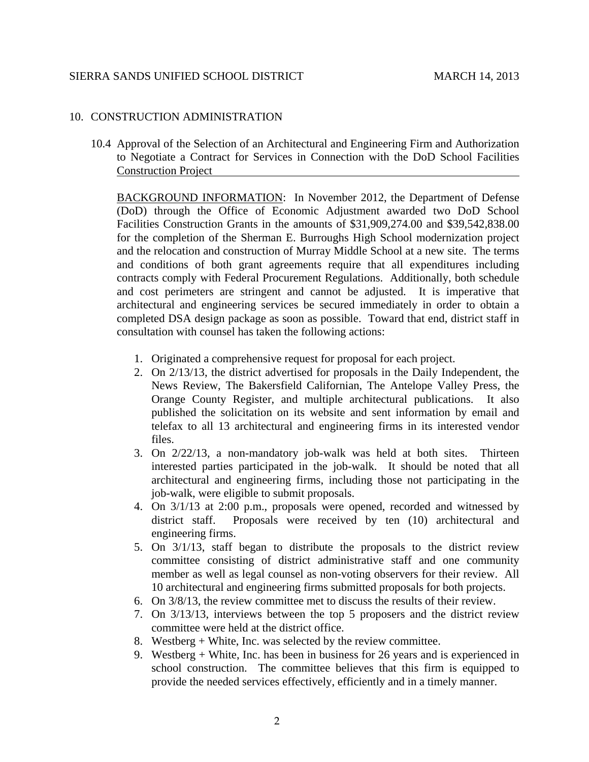## 10. CONSTRUCTION ADMINISTRATION

### 10.4 Approval of the Selection of an Architectural and Engineering Firm and Authorization to Negotiate a Contract for Services in Connection with the DoD School Facilities Construction Project

BACKGROUND INFORMATION: In November 2012, the Department of Defense (DoD) through the Office of Economic Adjustment awarded two DoD School Facilities Construction Grants in the amounts of $31,909,274.00 and $39,542,838.00 for the completion of the Sherman E. Burroughs High School modernization project and the relocation and construction of Murray Middle School at a new site. The terms and conditions of both grant agreements require that all expenditures including contracts comply with Federal Procurement Regulations. Additionally, both schedule and cost perimeters are stringent and cannot be adjusted. It is imperative that architectural and engineering services be secured immediately in order to obtain a completed DSA design package as soon as possible. Toward that end, district staff in consultation with counsel has taken the following actions:

1. Originated a comprehensive request for proposal for each project.
2. On 2/13/13, the district advertised for proposals in the Daily Independent, the News Review, The Bakersfield Californian, The Antelope Valley Press, the Orange County Register, and multiple architectural publications. It also published the solicitation on its website and sent information by email and telefax to all 13 architectural and engineering firms in its interested vendor files.
3. On 2/22/13, a non-mandatory job-walk was held at both sites. Thirteen interested parties participated in the job-walk. It should be noted that all architectural and engineering firms, including those not participating in the job-walk, were eligible to submit proposals.
4. On 3/1/13 at 2:00 p.m., proposals were opened, recorded and witnessed by district staff. Proposals were received by ten (10) architectural and engineering firms.
5. On 3/1/13, staff began to distribute the proposals to the district review committee consisting of district administrative staff and one community member as well as legal counsel as non-voting observers for their review. All 10 architectural and engineering firms submitted proposals for both projects.
6. On 3/8/13, the review committee met to discuss the results of their review.
7. On 3/13/13, interviews between the top 5 proposers and the district review committee were held at the district office.
8. Westberg + White, Inc. was selected by the review committee.
9. Westberg + White, Inc. has been in business for 26 years and is experienced in school construction. The committee believes that this firm is equipped to provide the needed services effectively, efficiently and in a timely manner.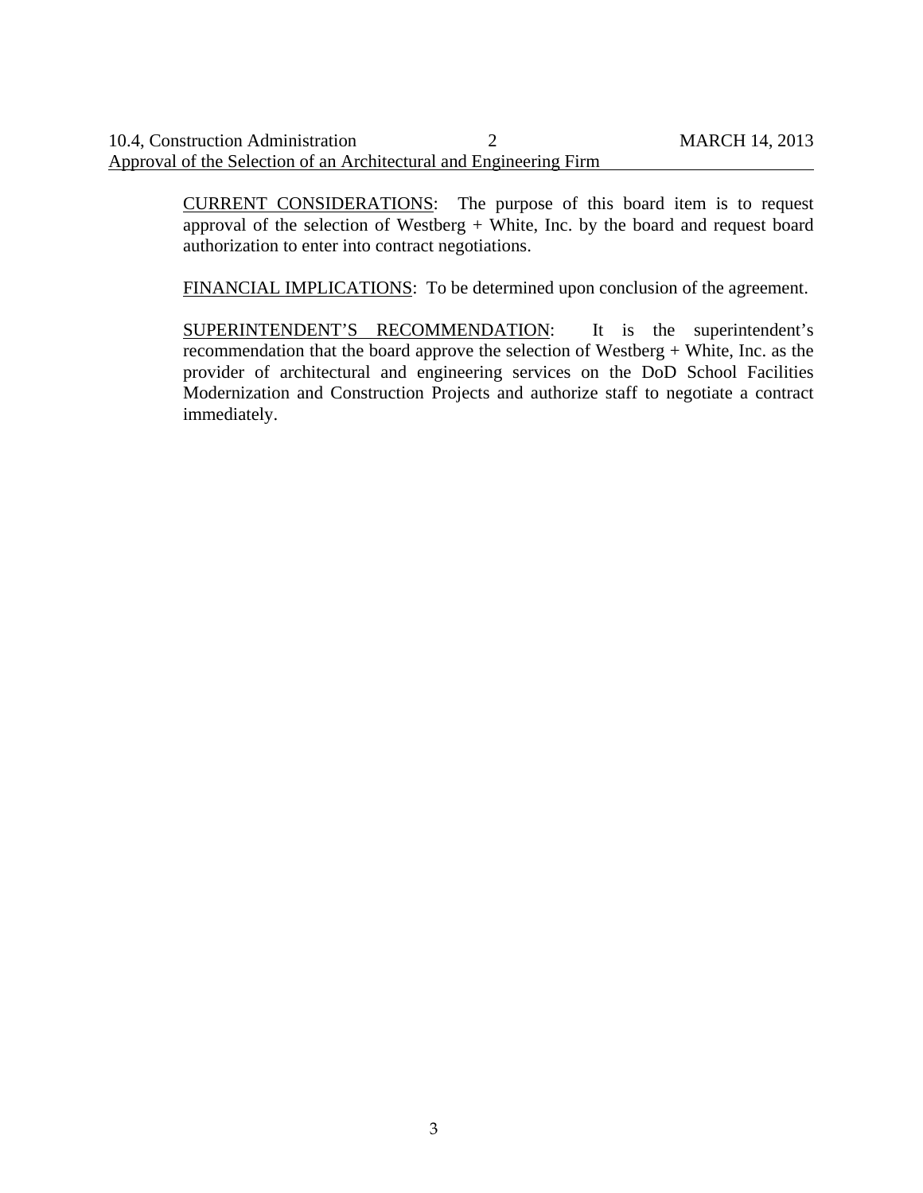CURRENT CONSIDERATIONS: The purpose of this board item is to request approval of the selection of Westberg + White, Inc. by the board and request board authorization to enter into contract negotiations.

FINANCIAL IMPLICATIONS: To be determined upon conclusion of the agreement.

SUPERINTENDENT'S RECOMMENDATION: It is the superintendent's recommendation that the board approve the selection of Westberg + White, Inc. as the provider of architectural and engineering services on the DoD School Facilities Modernization and Construction Projects and authorize staff to negotiate a contract immediately.